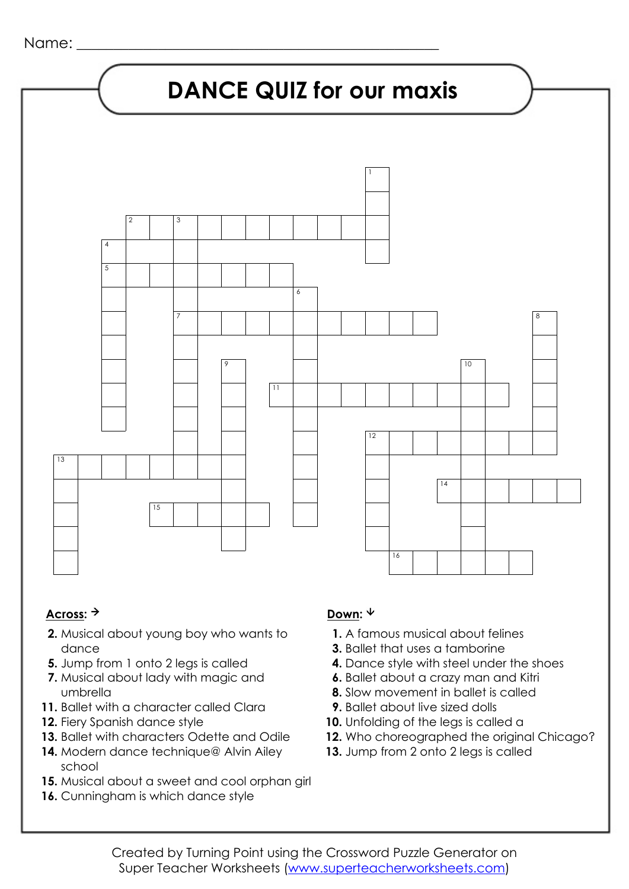Name: ___________________________________________

# DANCE QUIZ for our maxis

**Across:** →

**2.** Musical about young boy who wants to dance
**5.** Jump from 1 onto 2 legs is called
**7.** Musical about lady with magic and umbrella
**11.** Ballet with a character called Clara
**12.** Fiery Spanish dance style
**13.** Ballet with characters Odette and Odile
**14.** Modern dance technique@ Alvin Ailey school
**15.** Musical about a sweet and cool orphan girl
**16.** Cunningham is which dance style

**Down:** ↓

**1.** A famous musical about felines
**3.** Ballet that uses a tamborine
**4.** Dance style with steel under the shoes
**6.** Ballet about a crazy man and Kitri
**8.** Slow movement in ballet is called
**9.** Ballet about live sized dolls
**10.** Unfolding of the legs is called a
**12.** Who choreographed the original Chicago?
**13.** Jump from 2 onto 2 legs is called

Created by Turning Point using the Crossword Puzzle Generator on Super Teacher Worksheets (www.superteacherworksheets.com)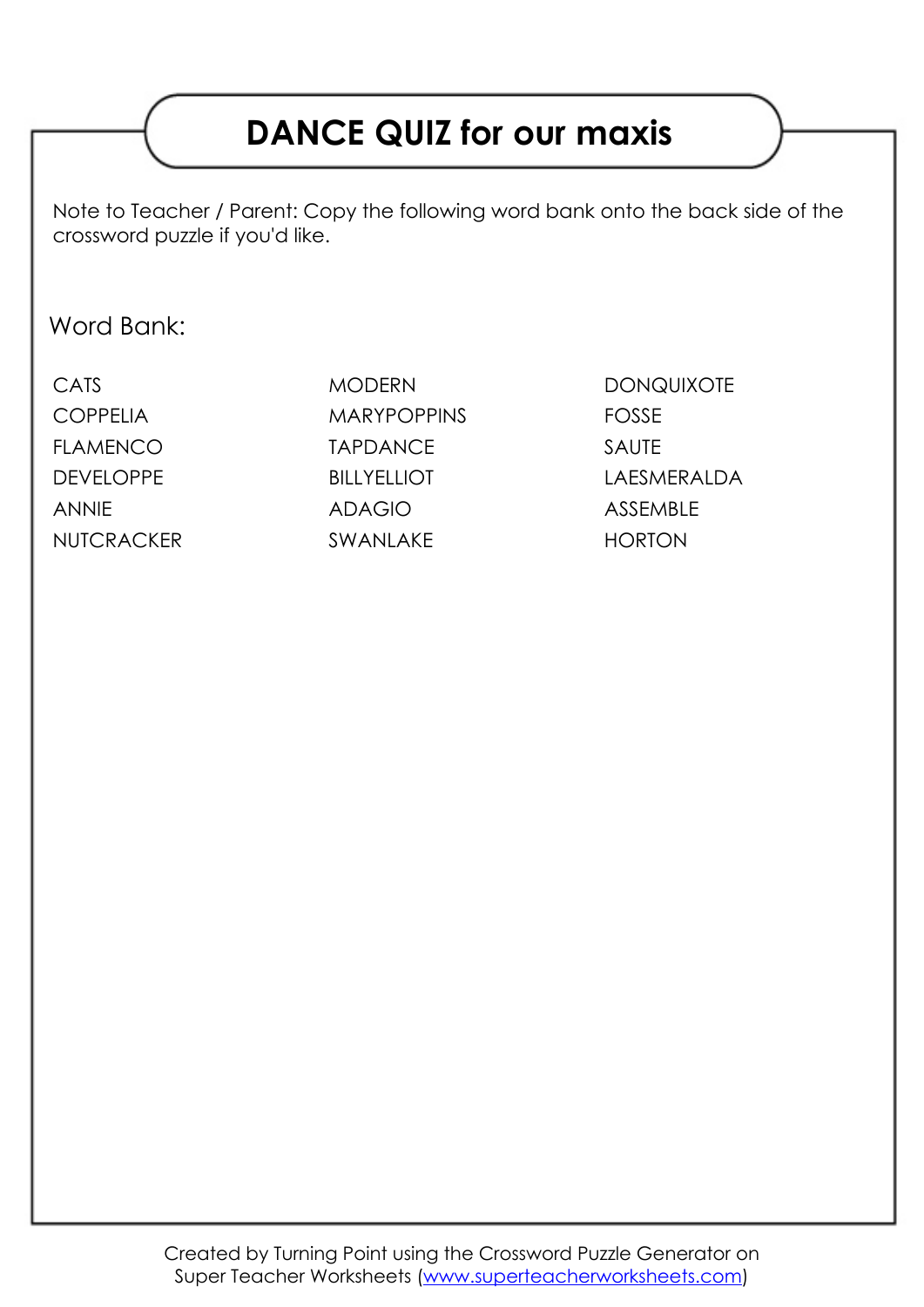# DANCE QUIZ for our maxis

Note to Teacher / Parent: Copy the following word bank onto the back side of the crossword puzzle if you'd like.

Word Bank:

| | | |
|---|---|---|
| CATS | MODERN | DONQUIXOTE |
| COPPELIA | MARYPOPPINS | FOSSE |
| FLAMENCO | TAPDANCE | SAUTE |
| DEVELOPPE | BILLYELLIOT | LAESMERALDA |
| ANNIE | ADAGIO | ASSEMBLE |
| NUTCRACKER | SWANLAKE | HORTON |

Created by Turning Point using the Crossword Puzzle Generator on Super Teacher Worksheets (www.superteacherworksheets.com)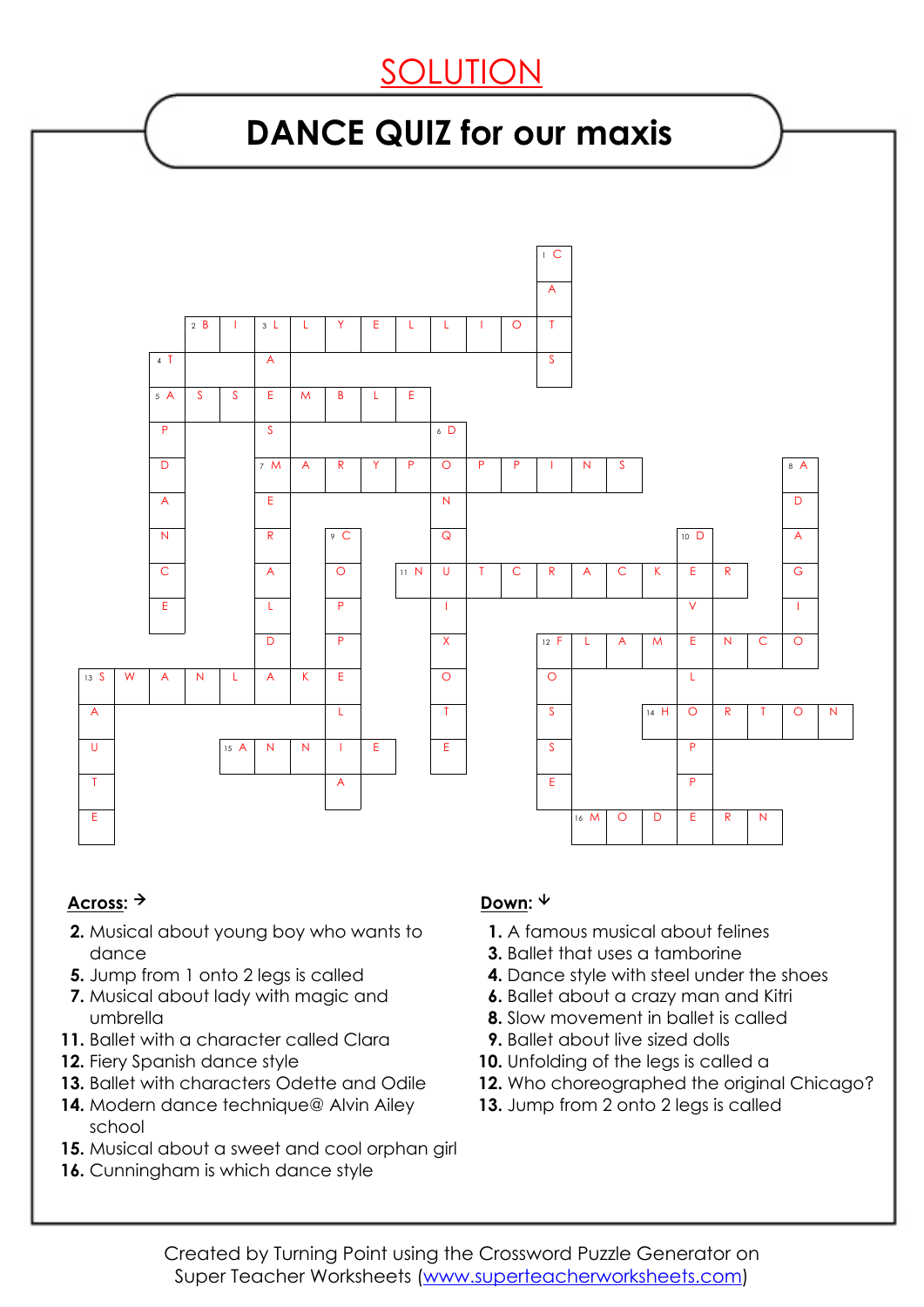# SOLUTION

## DANCE QUIZ for our maxis

**Across:** →

2. Musical about young boy who wants to dance
5. Jump from 1 onto 2 legs is called
7. Musical about lady with magic and umbrella
11. Ballet with a character called Clara
12. Fiery Spanish dance style
13. Ballet with characters Odette and Odile
14. Modern dance technique@ Alvin Ailey school
15. Musical about a sweet and cool orphan girl
16. Cunningham is which dance style

**Down:** ↓

1. A famous musical about felines
3. Ballet that uses a tamborine
4. Dance style with steel under the shoes
6. Ballet about a crazy man and Kitri
8. Slow movement in ballet is called
9. Ballet about live sized dolls
10. Unfolding of the legs is called a
12. Who choreographed the original Chicago?
13. Jump from 2 onto 2 legs is called

Across answers: 2. BILLYELLIOT, 5. ASSEMBLE, 7. MARYPOPPINS, 11. NUTCRACKER, 12. FLAMENCO, 13. SWANLAKE, 14. HORTON, 15. ANNIE, 16. MODERN

Down answers: 1. CATS, 3. LAESMERALDA, 4. TAPDANCE, 6. DONQUIXOTE, 8. ADAGIO, 9. COPPELIA, 10. DEVELOPPE, 12. FOSSE, 13. SAUTE

Created by Turning Point using the Crossword Puzzle Generator on Super Teacher Worksheets (www.superteacherworksheets.com)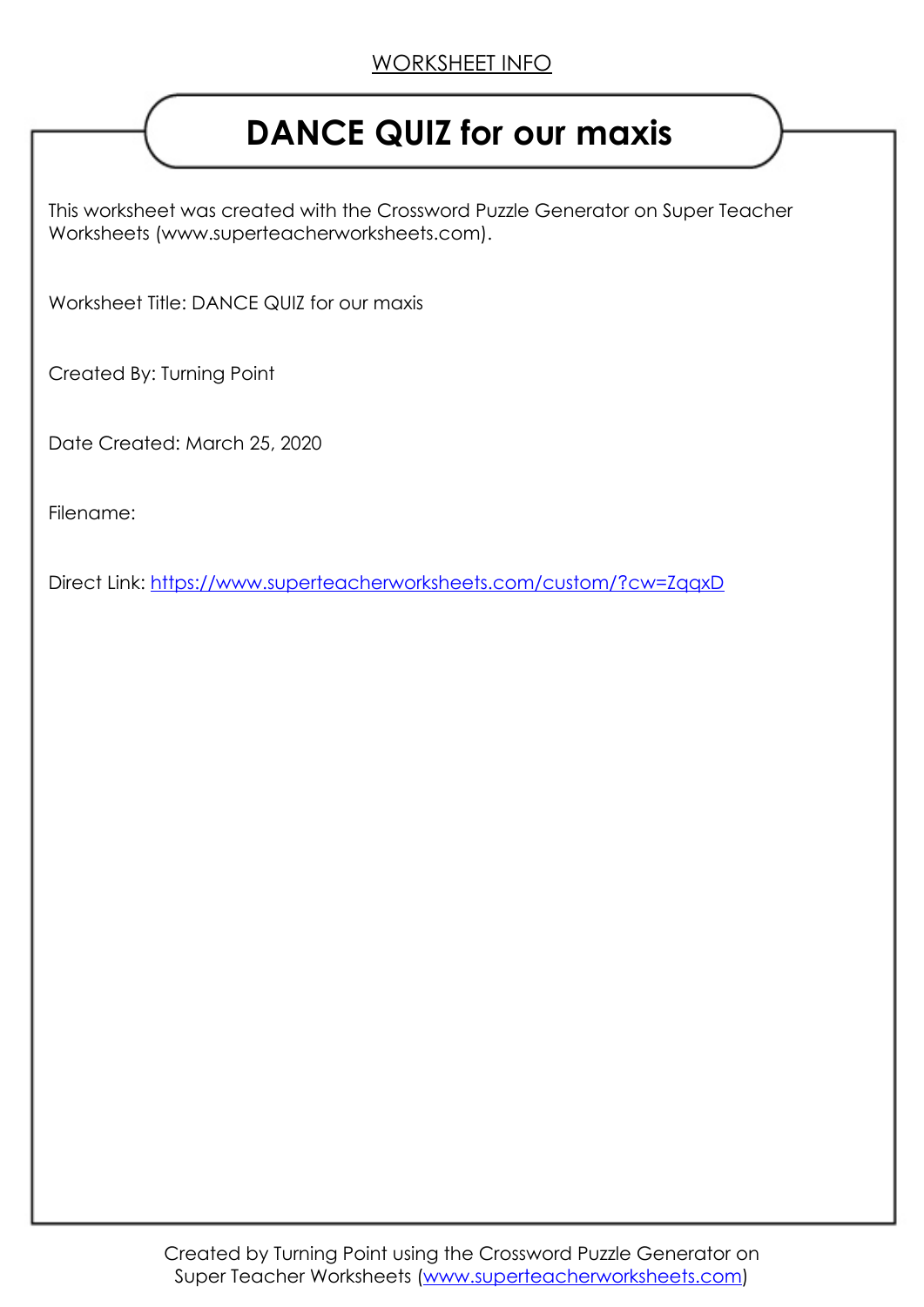WORKSHEET INFO

# DANCE QUIZ for our maxis

This worksheet was created with the Crossword Puzzle Generator on Super Teacher Worksheets (www.superteacherworksheets.com).

Worksheet Title: DANCE QUIZ for our maxis

Created By: Turning Point

Date Created: March 25, 2020

Filename:

Direct Link: [https://www.superteacherworksheets.com/custom/?cw=ZqqxD](https://www.superteacherworksheets.com/custom/?cw=ZqqxD)

Created by Turning Point using the Crossword Puzzle Generator on Super Teacher Worksheets ([www.superteacherworksheets.com](www.superteacherworksheets.com))